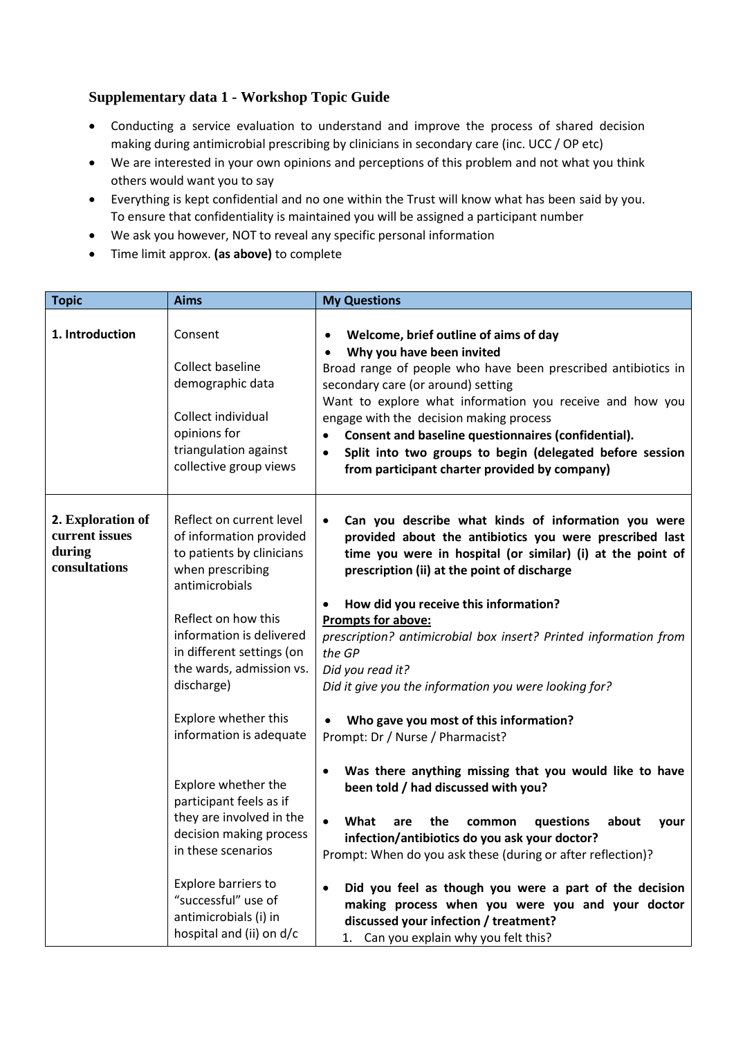### Supplementary data 1 - Workshop Topic Guide

- Conducting a service evaluation to understand and improve the process of shared decision making during antimicrobial prescribing by clinicians in secondary care (inc. UCC / OP etc)
- We are interested in your own opinions and perceptions of this problem and not what you think others would want you to say
- Everything is kept confidential and no one within the Trust will know what has been said by you. To ensure that confidentiality is maintained you will be assigned a participant number
- We ask you however, NOT to reveal any specific personal information
- Time limit approx. **(as above)** to complete

| Topic | Aims | My Questions |
|---|---|---|
| **1. Introduction** | Consent<br><br>Collect baseline demographic data<br><br>Collect individual opinions for triangulation against collective group views | • **Welcome, brief outline of aims of day**<br>• **Why you have been invited**<br>Broad range of people who have been prescribed antibiotics in secondary care (or around) setting<br>Want to explore what information you receive and how you engage with the decision making process<br>• **Consent and baseline questionnaires (confidential).**<br>• **Split into two groups to begin (delegated before session from participant charter provided by company)** |
| **2. Exploration of current issues during consultations** | Reflect on current level of information provided to patients by clinicians when prescribing antimicrobials<br><br>Reflect on how this information is delivered in different settings (on the wards, admission vs. discharge)<br><br>Explore whether this information is adequate<br><br>Explore whether the participant feels as if they are involved in the decision making process in these scenarios<br><br>Explore barriers to "successful" use of antimicrobials (i) in hospital and (ii) on d/c | • **Can you describe what kinds of information you were provided about the antibiotics you were prescribed last time you were in hospital (or similar) (i) at the point of prescription (ii) at the point of discharge**<br><br>• **How did you receive this information?**<br>**Prompts for above:**<br>*prescription? antimicrobial box insert? Printed information from the GP*<br>*Did you read it?*<br>*Did it give you the information you were looking for?*<br><br>• **Who gave you most of this information?**<br>Prompt: Dr / Nurse / Pharmacist?<br><br>• **Was there anything missing that you would like to have been told / had discussed with you?**<br><br>• **What are the common questions about your infection/antibiotics do you ask your doctor?**<br>Prompt: When do you ask these (during or after reflection)?<br><br>• **Did you feel as though you were a part of the decision making process when you were you and your doctor discussed your infection / treatment?**<br>1. Can you explain why you felt this? |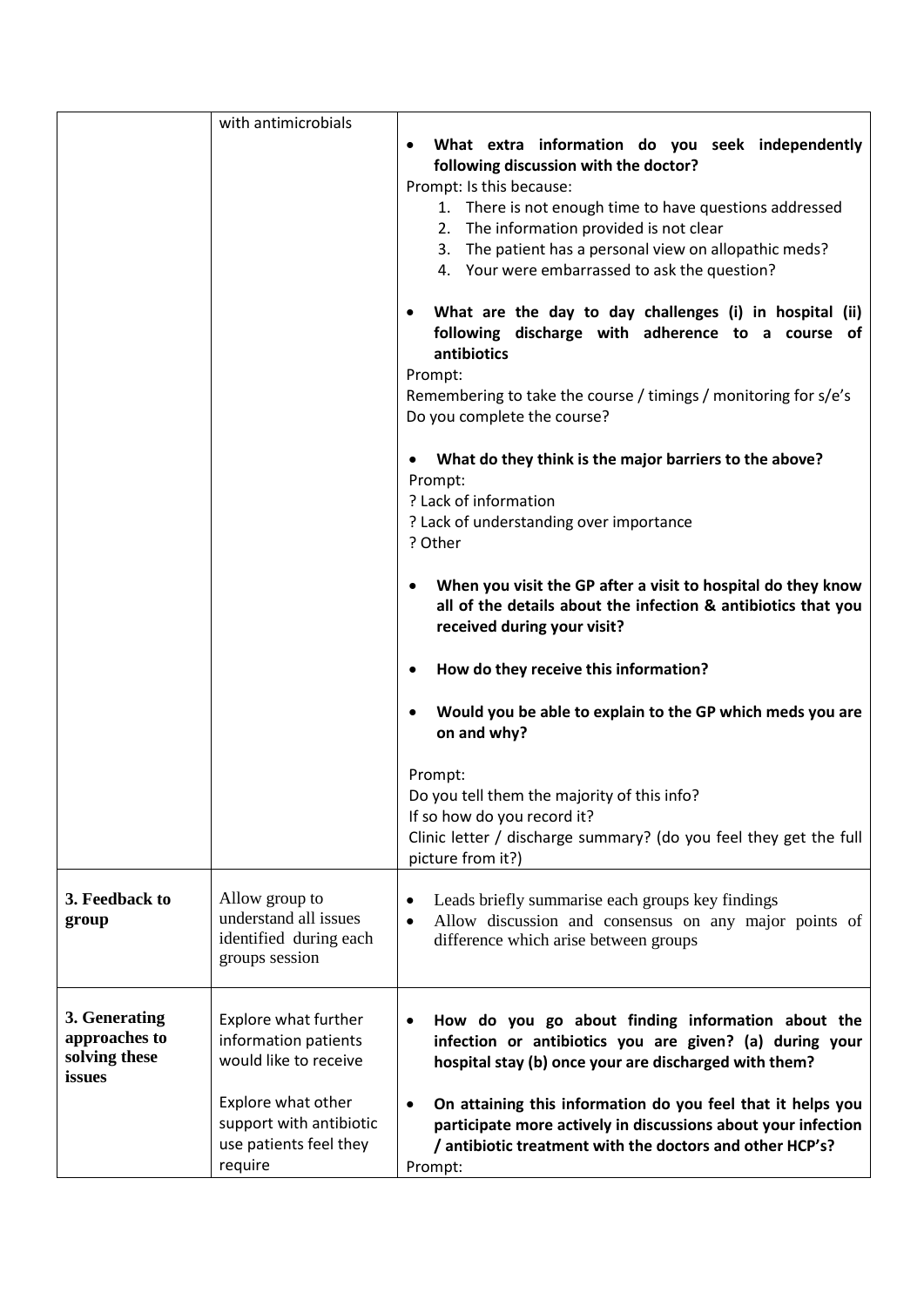|  |  |  |
|---|---|---|
|  | with antimicrobials | • **What extra information do you seek independently following discussion with the doctor?**<br>Prompt: Is this because:<br>1. There is not enough time to have questions addressed<br>2. The information provided is not clear<br>3. The patient has a personal view on allopathic meds?<br>4. Your were embarrassed to ask the question?<br><br>• **What are the day to day challenges (i) in hospital (ii) following discharge with adherence to a course of antibiotics**<br>Prompt:<br>Remembering to take the course / timings / monitoring for s/e's<br>Do you complete the course?<br><br>• **What do they think is the major barriers to the above?**<br>Prompt:<br>? Lack of information<br>? Lack of understanding over importance<br>? Other<br><br>• **When you visit the GP after a visit to hospital do they know all of the details about the infection & antibiotics that you received during your visit?**<br><br>• **How do they receive this information?**<br><br>• **Would you be able to explain to the GP which meds you are on and why?**<br><br>Prompt:<br>Do you tell them the majority of this info?<br>If so how do you record it?<br>Clinic letter / discharge summary? (do you feel they get the full picture from it?) |
| **3. Feedback to group** | Allow group to understand all issues identified during each groups session | • Leads briefly summarise each groups key findings<br>• Allow discussion and consensus on any major points of difference which arise between groups |
| **3. Generating approaches to solving these issues** | Explore what further information patients would like to receive<br><br>Explore what other support with antibiotic use patients feel they require | • **How do you go about finding information about the infection or antibiotics you are given? (a) during your hospital stay (b) once your are discharged with them?**<br><br>• **On attaining this information do you feel that it helps you participate more actively in discussions about your infection / antibiotic treatment with the doctors and other HCP's?**<br>Prompt: |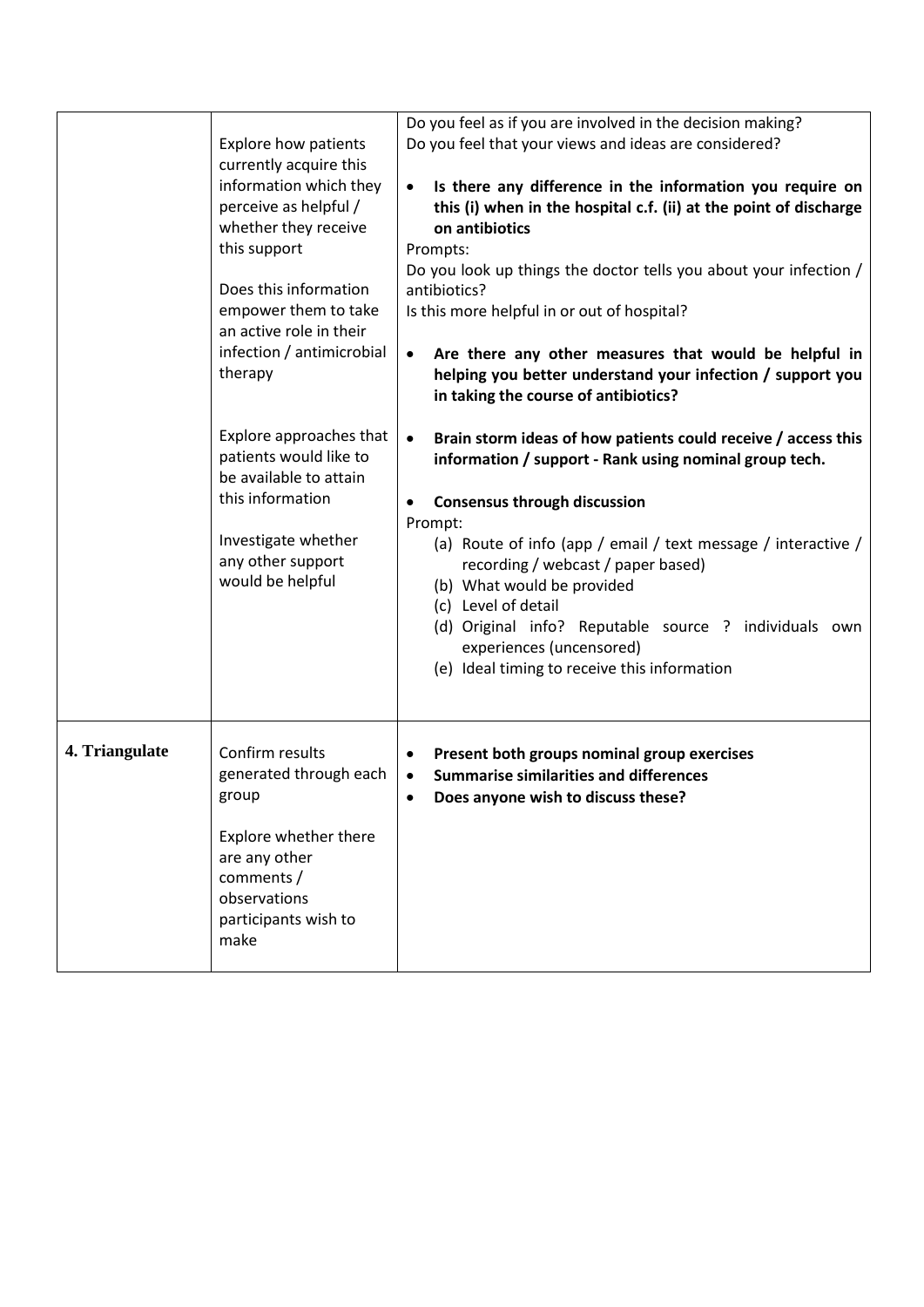| | | |
|---|---|---|
| | Explore how patients currently acquire this information which they perceive as helpful / whether they receive this support<br><br>Does this information empower them to take an active role in their infection / antimicrobial therapy<br><br>Explore approaches that patients would like to be available to attain this information<br><br>Investigate whether any other support would be helpful | Do you feel as if you are involved in the decision making?<br>Do you feel that your views and ideas are considered?<br><br>• **Is there any difference in the information you require on this (i) when in the hospital c.f. (ii) at the point of discharge on antibiotics**<br>Prompts:<br>Do you look up things the doctor tells you about your infection / antibiotics?<br>Is this more helpful in or out of hospital?<br><br>• **Are there any other measures that would be helpful in helping you better understand your infection / support you in taking the course of antibiotics?**<br><br>• **Brain storm ideas of how patients could receive / access this information / support - Rank using nominal group tech.**<br><br>• **Consensus through discussion**<br>Prompt:<br>(a) Route of info (app / email / text message / interactive / recording / webcast / paper based)<br>(b) What would be provided<br>(c) Level of detail<br>(d) Original info? Reputable source ? individuals own experiences (uncensored)<br>(e) Ideal timing to receive this information |
| **4. Triangulate** | Confirm results generated through each group<br><br>Explore whether there are any other comments / observations participants wish to make | • **Present both groups nominal group exercises**<br>• **Summarise similarities and differences**<br>• **Does anyone wish to discuss these?** |